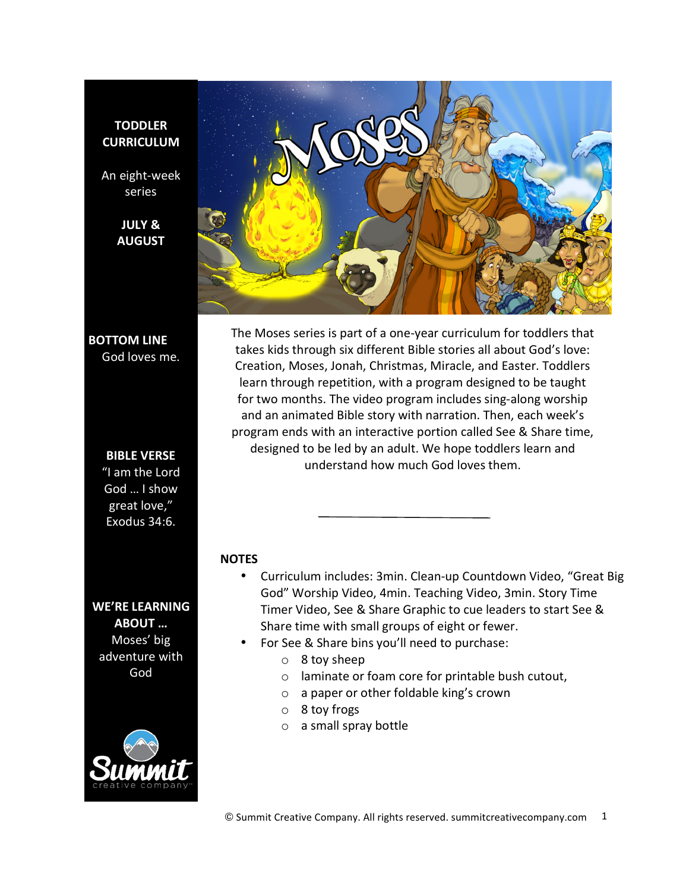**TODDLER CURRICULUM**

An eight-week series

**JULY & AUGUST**

**BOTTOM LINE**
God loves me.

**BIBLE VERSE**
"I am the Lord God … I show great love," Exodus 34:6.

**WE'RE LEARNING ABOUT …**
Moses' big adventure with God

# Moses

The Moses series is part of a one-year curriculum for toddlers that takes kids through six different Bible stories all about God's love: Creation, Moses, Jonah, Christmas, Miracle, and Easter. Toddlers learn through repetition, with a program designed to be taught for two months. The video program includes sing-along worship and an animated Bible story with narration. Then, each week's program ends with an interactive portion called See & Share time, designed to be led by an adult. We hope toddlers learn and understand how much God loves them.

---

**NOTES**

- Curriculum includes: 3min. Clean-up Countdown Video, "Great Big God" Worship Video, 4min. Teaching Video, 3min. Story Time Timer Video, See & Share Graphic to cue leaders to start See & Share time with small groups of eight or fewer.
- For See & Share bins you'll need to purchase:
  - 8 toy sheep
  - laminate or foam core for printable bush cutout,
  - a paper or other foldable king's crown
  - 8 toy frogs
  - a small spray bottle

© Summit Creative Company. All rights reserved. summitcreativecompany.com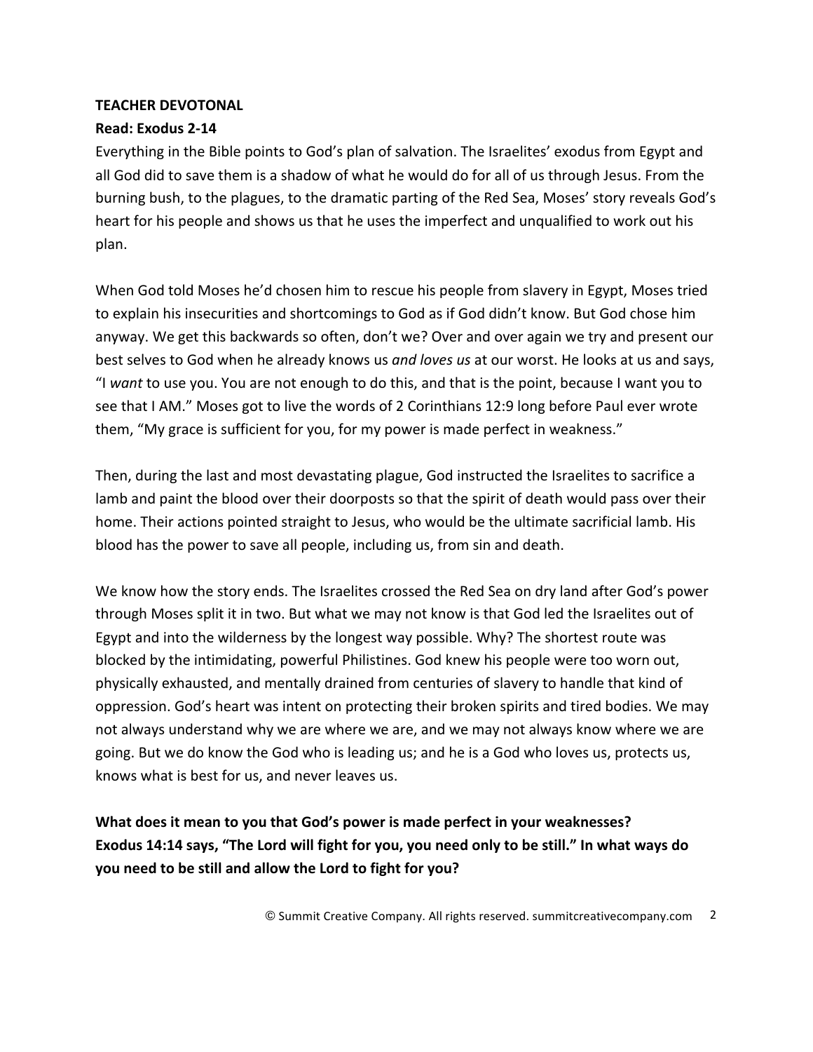**TEACHER DEVOTONAL**

**Read: Exodus 2-14**

Everything in the Bible points to God's plan of salvation. The Israelites' exodus from Egypt and all God did to save them is a shadow of what he would do for all of us through Jesus. From the burning bush, to the plagues, to the dramatic parting of the Red Sea, Moses' story reveals God's heart for his people and shows us that he uses the imperfect and unqualified to work out his plan.

When God told Moses he'd chosen him to rescue his people from slavery in Egypt, Moses tried to explain his insecurities and shortcomings to God as if God didn't know. But God chose him anyway. We get this backwards so often, don't we? Over and over again we try and present our best selves to God when he already knows us *and loves us* at our worst. He looks at us and says, "I *want* to use you. You are not enough to do this, and that is the point, because I want you to see that I AM." Moses got to live the words of 2 Corinthians 12:9 long before Paul ever wrote them, "My grace is sufficient for you, for my power is made perfect in weakness."

Then, during the last and most devastating plague, God instructed the Israelites to sacrifice a lamb and paint the blood over their doorposts so that the spirit of death would pass over their home. Their actions pointed straight to Jesus, who would be the ultimate sacrificial lamb. His blood has the power to save all people, including us, from sin and death.

We know how the story ends. The Israelites crossed the Red Sea on dry land after God's power through Moses split it in two. But what we may not know is that God led the Israelites out of Egypt and into the wilderness by the longest way possible. Why? The shortest route was blocked by the intimidating, powerful Philistines. God knew his people were too worn out, physically exhausted, and mentally drained from centuries of slavery to handle that kind of oppression. God's heart was intent on protecting their broken spirits and tired bodies. We may not always understand why we are where we are, and we may not always know where we are going. But we do know the God who is leading us; and he is a God who loves us, protects us, knows what is best for us, and never leaves us.

**What does it mean to you that God's power is made perfect in your weaknesses?**
**Exodus 14:14 says, "The Lord will fight for you, you need only to be still." In what ways do you need to be still and allow the Lord to fight for you?**

© Summit Creative Company. All rights reserved. summitcreativecompany.com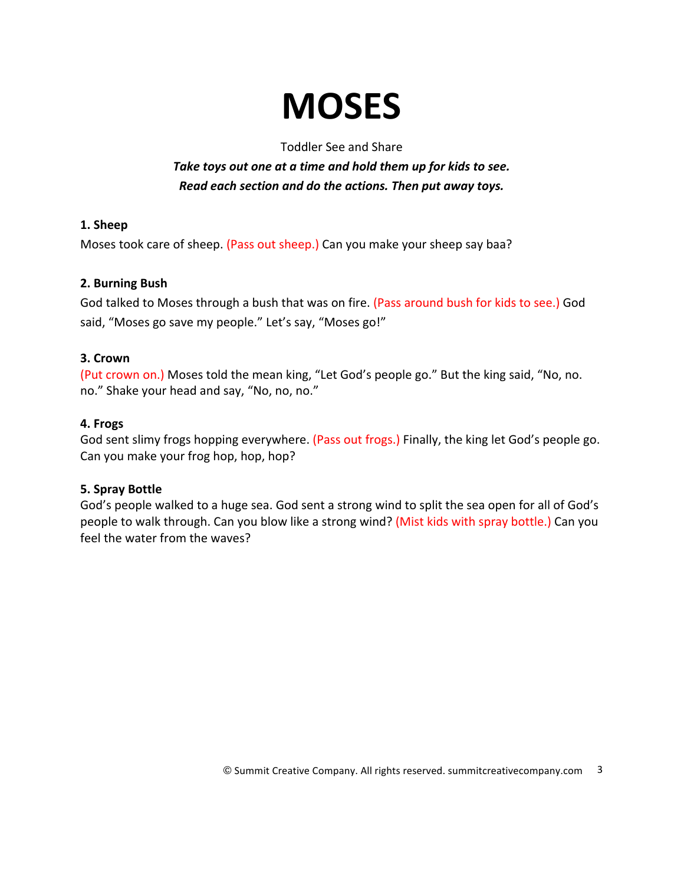# MOSES

Toddler See and Share

***Take toys out one at a time and hold them up for kids to see.***
***Read each section and do the actions. Then put away toys.***

**1. Sheep**

Moses took care of sheep. (Pass out sheep.) Can you make your sheep say baa?

**2. Burning Bush**

God talked to Moses through a bush that was on fire. (Pass around bush for kids to see.) God said, "Moses go save my people." Let's say, "Moses go!"

**3. Crown**

(Put crown on.) Moses told the mean king, "Let God's people go." But the king said, "No, no. no." Shake your head and say, "No, no, no."

**4. Frogs**

God sent slimy frogs hopping everywhere. (Pass out frogs.) Finally, the king let God's people go. Can you make your frog hop, hop, hop?

**5. Spray Bottle**

God's people walked to a huge sea. God sent a strong wind to split the sea open for all of God's people to walk through. Can you blow like a strong wind? (Mist kids with spray bottle.) Can you feel the water from the waves?

© Summit Creative Company. All rights reserved. summitcreativecompany.com